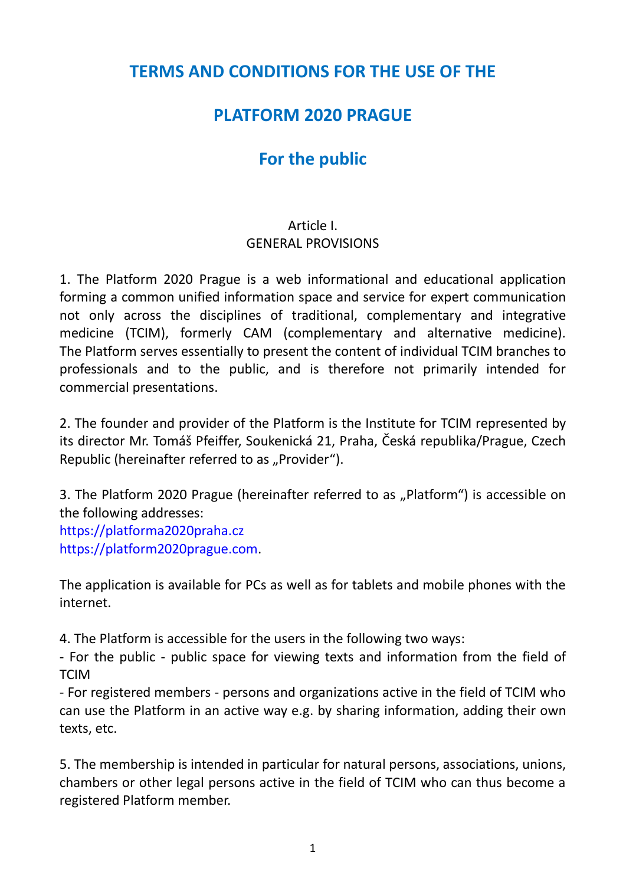# TERMS AND CONDITIONS FOR THE USE OF THE

# PLATFORM 2020 PRAGUE

## For the public

Article I.
GENERAL PROVISIONS

1. The Platform 2020 Prague is a web informational and educational application forming a common unified information space and service for expert communication not only across the disciplines of traditional, complementary and integrative medicine (TCIM), formerly CAM (complementary and alternative medicine). The Platform serves essentially to present the content of individual TCIM branches to professionals and to the public, and is therefore not primarily intended for commercial presentations.

2. The founder and provider of the Platform is the Institute for TCIM represented by its director Mr. Tomáš Pfeiffer, Soukenická 21, Praha, Česká republika/Prague, Czech Republic (hereinafter referred to as „Provider").

3. The Platform 2020 Prague (hereinafter referred to as „Platform") is accessible on the following addresses:
https://platforma2020praha.cz
https://platform2020prague.com.

The application is available for PCs as well as for tablets and mobile phones with the internet.

4. The Platform is accessible for the users in the following two ways:
- For the public - public space for viewing texts and information from the field of TCIM
- For registered members - persons and organizations active in the field of TCIM who can use the Platform in an active way e.g. by sharing information, adding their own texts, etc.

5. The membership is intended in particular for natural persons, associations, unions, chambers or other legal persons active in the field of TCIM who can thus become a registered Platform member.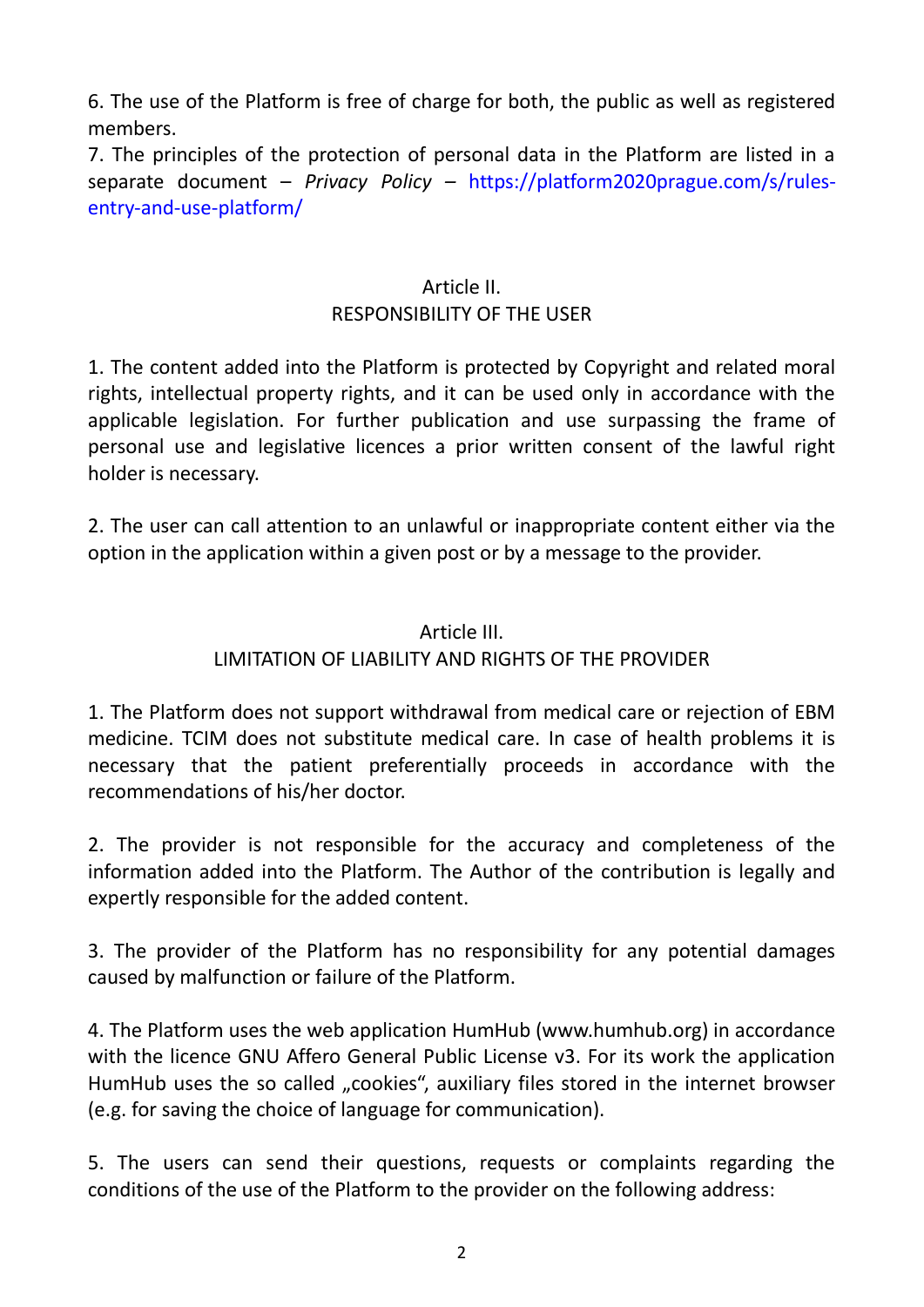6. The use of the Platform is free of charge for both, the public as well as registered members.
7. The principles of the protection of personal data in the Platform are listed in a separate document – *Privacy Policy* – https://platform2020prague.com/s/rules-entry-and-use-platform/

## Article II.
## RESPONSIBILITY OF THE USER

1. The content added into the Platform is protected by Copyright and related moral rights, intellectual property rights, and it can be used only in accordance with the applicable legislation. For further publication and use surpassing the frame of personal use and legislative licences a prior written consent of the lawful right holder is necessary.

2. The user can call attention to an unlawful or inappropriate content either via the option in the application within a given post or by a message to the provider.

## Article III.
## LIMITATION OF LIABILITY AND RIGHTS OF THE PROVIDER

1. The Platform does not support withdrawal from medical care or rejection of EBM medicine. TCIM does not substitute medical care. In case of health problems it is necessary that the patient preferentially proceeds in accordance with the recommendations of his/her doctor.

2. The provider is not responsible for the accuracy and completeness of the information added into the Platform. The Author of the contribution is legally and expertly responsible for the added content.

3. The provider of the Platform has no responsibility for any potential damages caused by malfunction or failure of the Platform.

4. The Platform uses the web application HumHub (www.humhub.org) in accordance with the licence GNU Affero General Public License v3. For its work the application HumHub uses the so called „cookies“, auxiliary files stored in the internet browser (e.g. for saving the choice of language for communication).

5. The users can send their questions, requests or complaints regarding the conditions of the use of the Platform to the provider on the following address: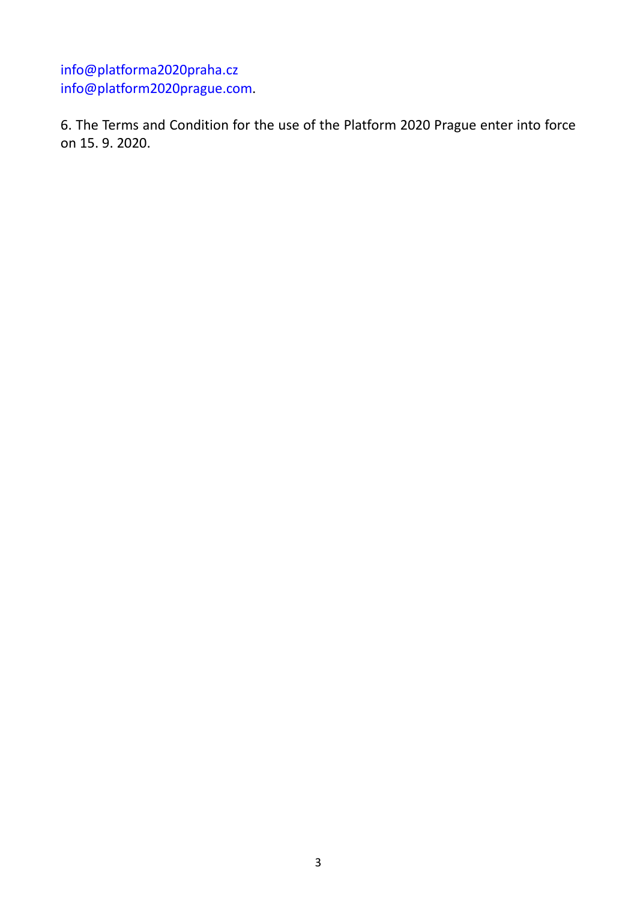info@platforma2020praha.cz
info@platform2020prague.com.

6. The Terms and Condition for the use of the Platform 2020 Prague enter into force on 15. 9. 2020.